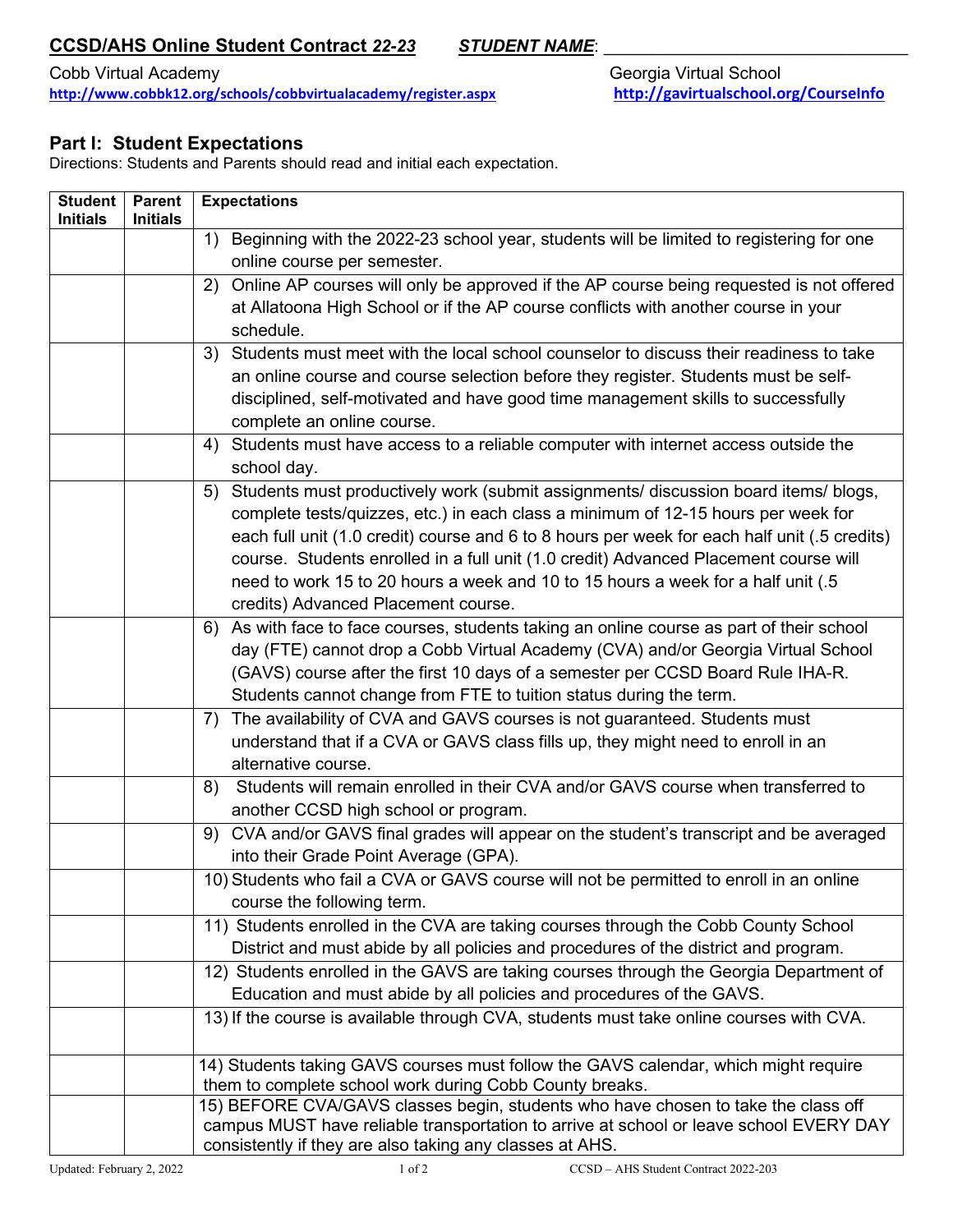**CCSD/AHS Online Student Contract *22-23*** ***STUDENT NAME***: ______________________________

Cobb Virtual Academy
**http://www.cobbk12.org/schools/cobbvirtualacademy/register.aspx**

Georgia Virtual School
**http://gavirtualschool.org/CourseInfo**

## Part I: Student Expectations

Directions: Students and Parents should read and initial each expectation.

| Student Initials | Parent Initials | Expectations |
|---|---|---|
| | | 1) Beginning with the 2022-23 school year, students will be limited to registering for one online course per semester. |
| | | 2) Online AP courses will only be approved if the AP course being requested is not offered at Allatoona High School or if the AP course conflicts with another course in your schedule. |
| | | 3) Students must meet with the local school counselor to discuss their readiness to take an online course and course selection before they register. Students must be self-disciplined, self-motivated and have good time management skills to successfully complete an online course. |
| | | 4) Students must have access to a reliable computer with internet access outside the school day. |
| | | 5) Students must productively work (submit assignments/ discussion board items/ blogs, complete tests/quizzes, etc.) in each class a minimum of 12-15 hours per week for each full unit (1.0 credit) course and 6 to 8 hours per week for each half unit (.5 credits) course. Students enrolled in a full unit (1.0 credit) Advanced Placement course will need to work 15 to 20 hours a week and 10 to 15 hours a week for a half unit (.5 credits) Advanced Placement course. |
| | | 6) As with face to face courses, students taking an online course as part of their school day (FTE) cannot drop a Cobb Virtual Academy (CVA) and/or Georgia Virtual School (GAVS) course after the first 10 days of a semester per CCSD Board Rule IHA-R. Students cannot change from FTE to tuition status during the term. |
| | | 7) The availability of CVA and GAVS courses is not guaranteed. Students must understand that if a CVA or GAVS class fills up, they might need to enroll in an alternative course. |
| | | 8) Students will remain enrolled in their CVA and/or GAVS course when transferred to another CCSD high school or program. |
| | | 9) CVA and/or GAVS final grades will appear on the student's transcript and be averaged into their Grade Point Average (GPA). |
| | | 10) Students who fail a CVA or GAVS course will not be permitted to enroll in an online course the following term. |
| | | 11) Students enrolled in the CVA are taking courses through the Cobb County School District and must abide by all policies and procedures of the district and program. |
| | | 12) Students enrolled in the GAVS are taking courses through the Georgia Department of Education and must abide by all policies and procedures of the GAVS. |
| | | 13) If the course is available through CVA, students must take online courses with CVA. |
| | | 14) Students taking GAVS courses must follow the GAVS calendar, which might require them to complete school work during Cobb County breaks. |
| | | 15) BEFORE CVA/GAVS classes begin, students who have chosen to take the class off campus MUST have reliable transportation to arrive at school or leave school EVERY DAY consistently if they are also taking any classes at AHS. |

Updated: February 2, 2022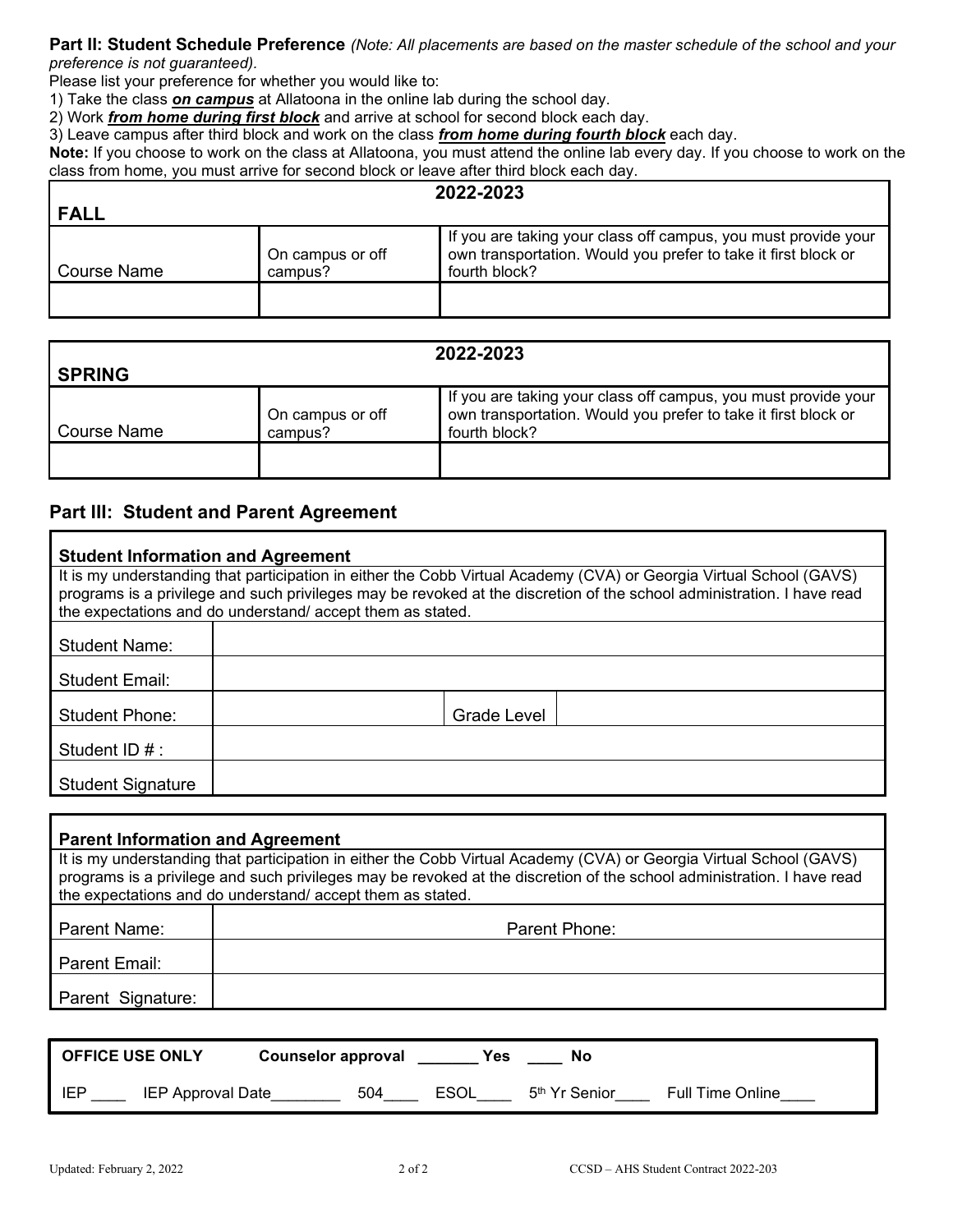**Part II: Student Schedule Preference** *(Note: All placements are based on the master schedule of the school and your preference is not guaranteed).*

Please list your preference for whether you would like to:

1) Take the class ***on campus*** at Allatoona in the online lab during the school day.
2) Work ***from home during first block*** and arrive at school for second block each day.
3) Leave campus after third block and work on the class ***from home during fourth block*** each day.

**Note:** If you choose to work on the class at Allatoona, you must attend the online lab every day. If you choose to work on the class from home, you must arrive for second block or leave after third block each day.

| 2022-2023 FALL | | |
|---|---|---|
| Course Name | On campus or off campus? | If you are taking your class off campus, you must provide your own transportation. Would you prefer to take it first block or fourth block? |
| | | |

| 2022-2023 SPRING | | |
|---|---|---|
| Course Name | On campus or off campus? | If you are taking your class off campus, you must provide your own transportation. Would you prefer to take it first block or fourth block? |
| | | |

## Part III: Student and Parent Agreement

**Student Information and Agreement**

It is my understanding that participation in either the Cobb Virtual Academy (CVA) or Georgia Virtual School (GAVS) programs is a privilege and such privileges may be revoked at the discretion of the school administration. I have read the expectations and do understand/ accept them as stated.

| | | | |
|---|---|---|---|
| Student Name: | | | |
| Student Email: | | | |
| Student Phone: | | Grade Level | |
| Student ID # : | | | |
| Student Signature | | | |

**Parent Information and Agreement**

It is my understanding that participation in either the Cobb Virtual Academy (CVA) or Georgia Virtual School (GAVS) programs is a privilege and such privileges may be revoked at the discretion of the school administration. I have read the expectations and do understand/ accept them as stated.

| | |
|---|---|
| Parent Name: | Parent Phone: |
| Parent Email: | |
| Parent Signature: | |

**OFFICE USE ONLY** **Counselor approval** _______ **Yes** ____ **No**

IEP ____ IEP Approval Date________ 504____ ESOL____ 5th Yr Senior____ Full Time Online____